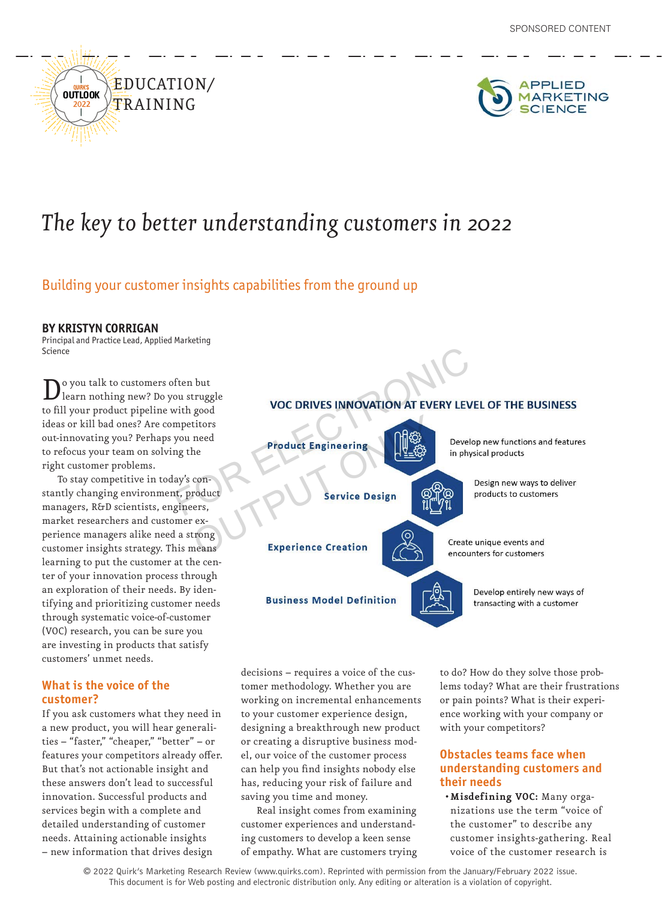SPONSORED CONTENT

EDUCATION/ TRAINING

# The key to better understanding customers in 2022

## Building your customer insights capabilities from the ground up

**BY KRISTYN CORRIGAN**
Principal and Practice Lead, Applied Marketing Science

Do you talk to customers often but learn nothing new? Do you struggle to fill your product pipeline with good ideas or kill bad ones? Are competitors out-innovating you? Perhaps you need to refocus your team on solving the right customer problems.

To stay competitive in today's constantly changing environment, product managers, R&D scientists, engineers, market researchers and customer experience managers alike need a strong customer insights strategy. This means learning to put the customer at the center of your innovation process through an exploration of their needs. By identifying and prioritizing customer needs through systematic voice-of-customer (VOC) research, you can be sure you are investing in products that satisfy customers' unmet needs.

**VOC DRIVES INNOVATION AT EVERY LEVEL OF THE BUSINESS**

| | |
|---|---|
| Product Engineering | Develop new functions and features in physical products |
| Service Design | Design new ways to deliver products to customers |
| Experience Creation | Create unique events and encounters for customers |
| Business Model Definition | Develop entirely new ways of transacting with a customer |

### What is the voice of the customer?

If you ask customers what they need in a new product, you will hear generalities – "faster," "cheaper," "better" – or features your competitors already offer. But that's not actionable insight and these answers don't lead to successful innovation. Successful products and services begin with a complete and detailed understanding of customer needs. Attaining actionable insights – new information that drives design decisions – requires a voice of the customer methodology. Whether you are working on incremental enhancements to your customer experience design, designing a breakthrough new product or creating a disruptive business model, our voice of the customer process can help you find insights nobody else has, reducing your risk of failure and saving you time and money.

Real insight comes from examining customer experiences and understanding customers to develop a keen sense of empathy. What are customers trying to do? How do they solve those problems today? What are their frustrations or pain points? What is their experience working with your company or with your competitors?

### Obstacles teams face when understanding customers and their needs

- **Misdefining VOC:** Many organizations use the term "voice of the customer" to describe any customer insights-gathering. Real voice of the customer research is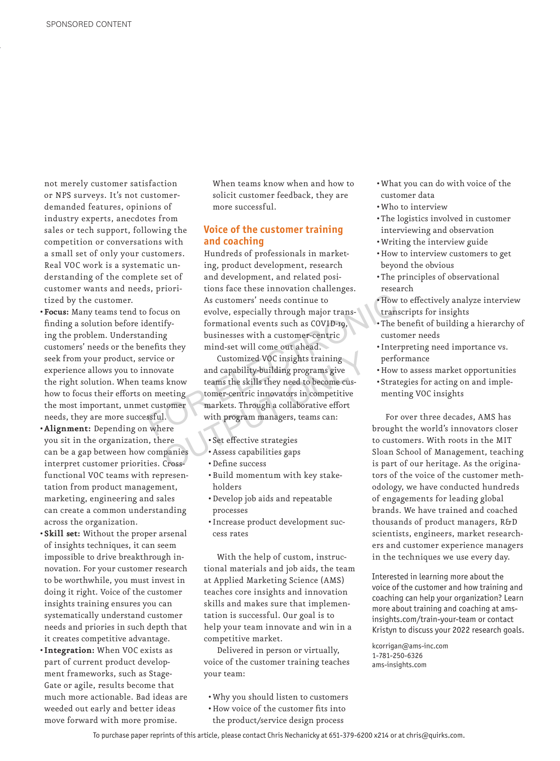not merely customer satisfaction or NPS surveys. It's not customer-demanded features, opinions of industry experts, anecdotes from sales or tech support, following the competition or conversations with a small set of only your customers. Real VOC work is a systematic understanding of the complete set of customer wants and needs, prioritized by the customer.

- **Focus:** Many teams tend to focus on finding a solution before identifying the problem. Understanding customers' needs or the benefits they seek from your product, service or experience allows you to innovate the right solution. When teams know how to focus their efforts on meeting the most important, unmet customer needs, they are more successful.
- **Alignment:** Depending on where you sit in the organization, there can be a gap between how companies interpret customer priorities. Cross-functional VOC teams with representation from product management, marketing, engineering and sales can create a common understanding across the organization.
- **Skill set:** Without the proper arsenal of insights techniques, it can seem impossible to drive breakthrough innovation. For your customer research to be worthwhile, you must invest in doing it right. Voice of the customer insights training ensures you can systematically understand customer needs and priories in such depth that it creates competitive advantage.
- **Integration:** When VOC exists as part of current product development frameworks, such as Stage-Gate or agile, results become that much more actionable. Bad ideas are weeded out early and better ideas move forward with more promise.

When teams know when and how to solicit customer feedback, they are more successful.

## Voice of the customer training and coaching

Hundreds of professionals in marketing, product development, research and development, and related positions face these innovation challenges. As customers' needs continue to evolve, especially through major transformational events such as COVID-19, businesses with a customer-centric mind-set will come out ahead.

Customized VOC insights training and capability-building programs give teams the skills they need to become customer-centric innovators in competitive markets. Through a collaborative effort with program managers, teams can:

- Set effective strategies
- Assess capabilities gaps
- Define success
- Build momentum with key stakeholders
- Develop job aids and repeatable processes
- Increase product development success rates

With the help of custom, instructional materials and job aids, the team at Applied Marketing Science (AMS) teaches core insights and innovation skills and makes sure that implementation is successful. Our goal is to help your team innovate and win in a competitive market.

Delivered in person or virtually, voice of the customer training teaches your team:

- Why you should listen to customers
- How voice of the customer fits into the product/service design process
- What you can do with voice of the customer data
- Who to interview
- The logistics involved in customer interviewing and observation
- Writing the interview guide
- How to interview customers to get beyond the obvious
- The principles of observational research
- How to effectively analyze interview transcripts for insights
- The benefit of building a hierarchy of customer needs
- Interpreting need importance vs. performance
- How to assess market opportunities
- Strategies for acting on and implementing VOC insights

For over three decades, AMS has brought the world's innovators closer to customers. With roots in the MIT Sloan School of Management, teaching is part of our heritage. As the originators of the voice of the customer methodology, we have conducted hundreds of engagements for leading global brands. We have trained and coached thousands of product managers, R&D scientists, engineers, market researchers and customer experience managers in the techniques we use every day.

Interested in learning more about the voice of the customer and how training and coaching can help your organization? Learn more about training and coaching at ams-insights.com/train-your-team or contact Kristyn to discuss your 2022 research goals.

kcorrigan@ams-inc.com
1-781-250-6326
ams-insights.com